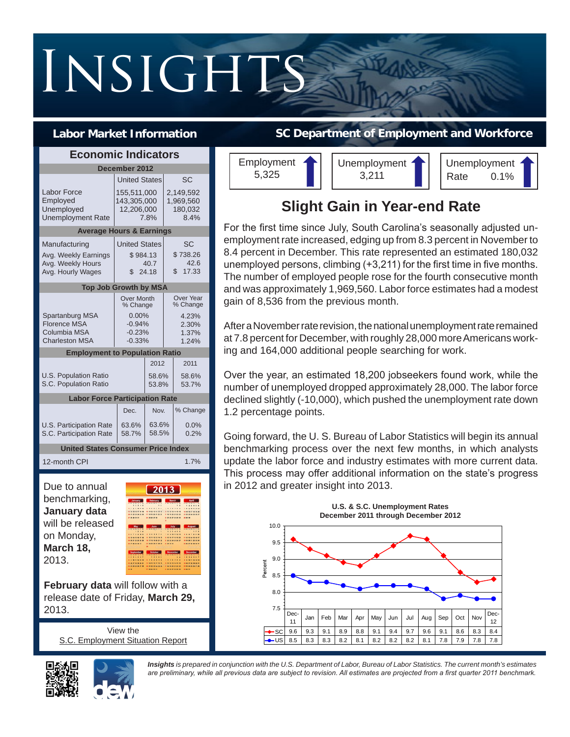# INSIGHTS

**Labor Market Information** — **SC Department of Employment and Workforce**

## Economic Indicators

**December 2012**

| | United States | SC |
|---|---|---|
| Labor Force | 155,511,000 | 2,149,592 |
| Employed | 143,305,000 | 1,969,560 |
| Unemployed | 12,206,000 | 180,032 |
| Unemployment Rate | 7.8% | 8.4% |

**Average Hours & Earnings**

| Manufacturing | United States | SC |
|---|---|---|
| Avg. Weekly Earnings | $ 984.13 | $ 738.26 |
| Avg. Weekly Hours | 40.7 | 42.6 |
| Avg. Hourly Wages | $ 24.18 | $ 17.33 |

**Top Job Growth by MSA**

| | Over Month % Change | Over Year % Change |
|---|---|---|
| Spartanburg MSA | 0.00% | 4.23% |
| Florence MSA | -0.94% | 2.30% |
| Columbia MSA | -0.23% | 1.37% |
| Charleston MSA | -0.33% | 1.24% |

**Employment to Population Ratio**

| | 2012 | 2011 |
|---|---|---|
| U.S. Population Ratio | 58.6% | 58.6% |
| S.C. Population Ratio | 53.8% | 53.7% |

**Labor Force Participation Rate**

| | Dec. | Nov. | % Change |
|---|---|---|---|
| U.S. Participation Rate | 63.6% | 63.6% | 0.0% |
| S.C. Participation Rate | 58.7% | 58.5% | 0.2% |

**United States Consumer Price Index**

| 12-month CPI | 1.7% |
|---|---|

Due to annual benchmarking, **January data** will be released on Monday, **March 18,** 2013.

**February data** will follow with a release date of Friday, **March 29,** 2013.

View the
S.C. Employment Situation Report

| Employment | Unemployment | Unemployment Rate |
|---|---|---|
| 5,325 | 3,211 | 0.1% |

## Slight Gain in Year-end Rate

For the first time since July, South Carolina's seasonally adjusted unemployment rate increased, edging up from 8.3 percent in November to 8.4 percent in December. This rate represented an estimated 180,032 unemployed persons, climbing (+3,211) for the first time in five months. The number of employed people rose for the fourth consecutive month and was approximately 1,969,560. Labor force estimates had a modest gain of 8,536 from the previous month.

After a November rate revision, the national unemployment rate remained at 7.8 percent for December, with roughly 28,000 more Americans working and 164,000 additional people searching for work.

Over the year, an estimated 18,200 jobseekers found work, while the number of unemployed dropped approximately 28,000. The labor force declined slightly (-10,000), which pushed the unemployment rate down 1.2 percentage points.

Going forward, the U. S. Bureau of Labor Statistics will begin its annual benchmarking process over the next few months, in which analysts update the labor force and industry estimates with more current data. This process may offer additional information on the state's progress in 2012 and greater insight into 2013.

**U.S. & S.C. Unemployment Rates**
**December 2011 through December 2012**

| | Dec-11 | Jan | Feb | Mar | Apr | May | Jun | Jul | Aug | Sep | Oct | Nov | Dec-12 |
|---|---|---|---|---|---|---|---|---|---|---|---|---|---|
| SC | 9.6 | 9.3 | 9.1 | 8.9 | 8.8 | 9.1 | 9.4 | 9.7 | 9.6 | 9.1 | 8.6 | 8.3 | 8.4 |
| US | 8.5 | 8.3 | 8.3 | 8.2 | 8.1 | 8.2 | 8.2 | 8.2 | 8.1 | 7.8 | 7.9 | 7.8 | 7.8 |

*Insights is prepared in conjunction with the U.S. Department of Labor, Bureau of Labor Statistics. The current month's estimates are preliminary, while all previous data are subject to revision. All estimates are projected from a first quarter 2011 benchmark.*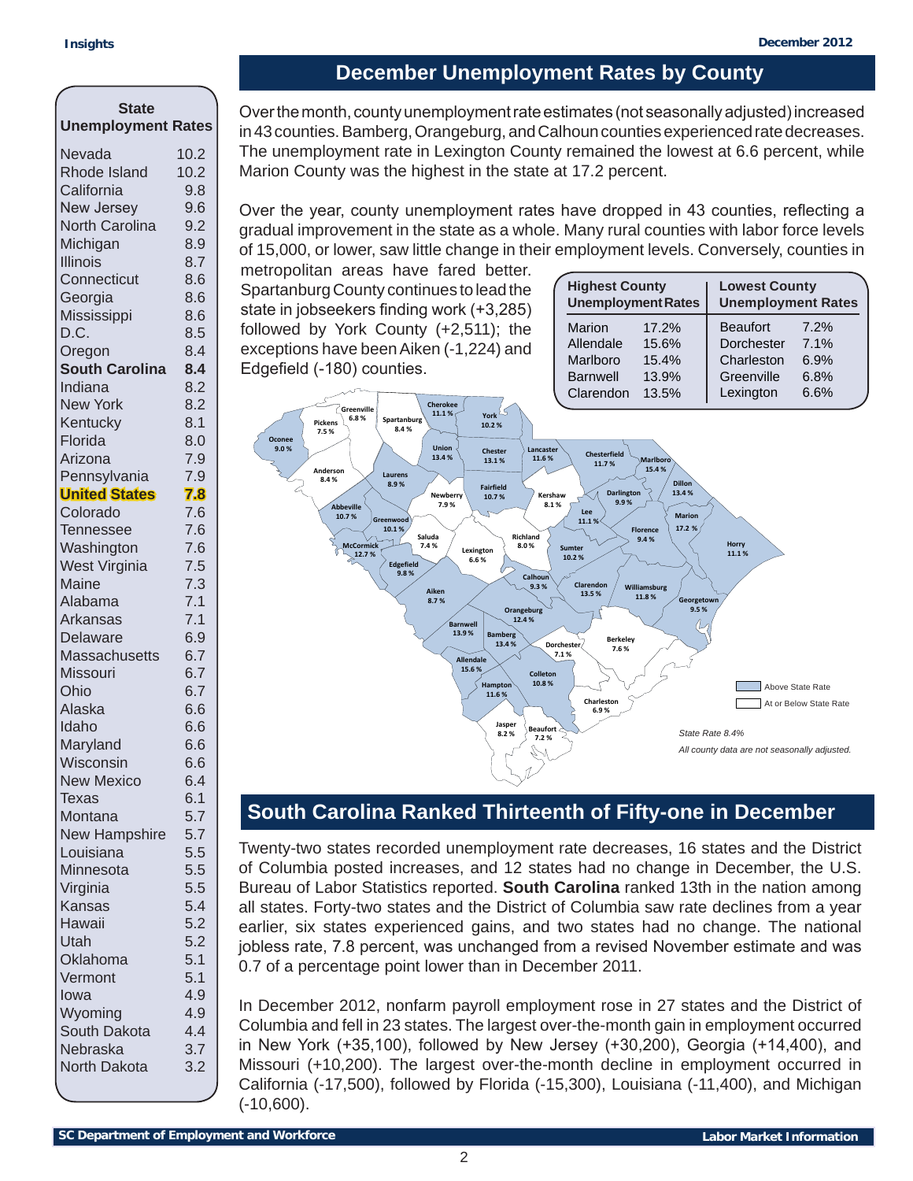## State Unemployment Rates

| State | Rate |
|---|---|
| Nevada | 10.2 |
| Rhode Island | 10.2 |
| California | 9.8 |
| New Jersey | 9.6 |
| North Carolina | 9.2 |
| Michigan | 8.9 |
| Illinois | 8.7 |
| Connecticut | 8.6 |
| Georgia | 8.6 |
| Mississippi | 8.6 |
| D.C. | 8.5 |
| Oregon | 8.4 |
| **South Carolina** | **8.4** |
| Indiana | 8.2 |
| New York | 8.2 |
| Kentucky | 8.1 |
| Florida | 8.0 |
| Arizona | 7.9 |
| Pennsylvania | 7.9 |
| **United States** | **7.8** |
| Colorado | 7.6 |
| Tennessee | 7.6 |
| Washington | 7.6 |
| West Virginia | 7.5 |
| Maine | 7.3 |
| Alabama | 7.1 |
| Arkansas | 7.1 |
| Delaware | 6.9 |
| Massachusetts | 6.7 |
| Missouri | 6.7 |
| Ohio | 6.7 |
| Alaska | 6.6 |
| Idaho | 6.6 |
| Maryland | 6.6 |
| Wisconsin | 6.6 |
| New Mexico | 6.4 |
| Texas | 6.1 |
| Montana | 5.7 |
| New Hampshire | 5.7 |
| Louisiana | 5.5 |
| Minnesota | 5.5 |
| Virginia | 5.5 |
| Kansas | 5.4 |
| Hawaii | 5.2 |
| Utah | 5.2 |
| Oklahoma | 5.1 |
| Vermont | 5.1 |
| Iowa | 4.9 |
| Wyoming | 4.9 |
| South Dakota | 4.4 |
| Nebraska | 3.7 |
| North Dakota | 3.2 |

## December Unemployment Rates by County

Over the month, county unemployment rate estimates (not seasonally adjusted) increased in 43 counties. Bamberg, Orangeburg, and Calhoun counties experienced rate decreases. The unemployment rate in Lexington County remained the lowest at 6.6 percent, while Marion County was the highest in the state at 17.2 percent.

Over the year, county unemployment rates have dropped in 43 counties, reflecting a gradual improvement in the state as a whole. Many rural counties with labor force levels of 15,000, or lower, saw little change in their employment levels. Conversely, counties in metropolitan areas have fared better. Spartanburg County continues to lead the state in jobseekers finding work (+3,285) followed by York County (+2,511); the exceptions have been Aiken (-1,224) and Edgefield (-180) counties.

| Highest County Unemployment Rates | | Lowest County Unemployment Rates | |
|---|---|---|---|
| Marion | 17.2% | Beaufort | 7.2% |
| Allendale | 15.6% | Dorchester | 7.1% |
| Marlboro | 15.4% | Charleston | 6.9% |
| Barnwell | 13.9% | Greenville | 6.8% |
| Clarendon | 13.5% | Lexington | 6.6% |

| County | Rate |
|---|---|
| Oconee | 9.0 % |
| Pickens | 7.5 % |
| Greenville | 6.8 % |
| Spartanburg | 8.4 % |
| Cherokee | 11.1 % |
| York | 10.2 % |
| Union | 13.4 % |
| Chester | 13.1 % |
| Lancaster | 11.6 % |
| Chesterfield | 11.7 % |
| Marlboro | 15.4 % |
| Anderson | 8.4 % |
| Laurens | 8.9 % |
| Newberry | 7.9 % |
| Fairfield | 10.7 % |
| Kershaw | 8.1 % |
| Darlington | 9.9 % |
| Dillon | 13.4 % |
| Abbeville | 10.7 % |
| Greenwood | 10.1 % |
| Lee | 11.1 % |
| Marion | 17.2 % |
| Saluda | 7.4 % |
| Richland | 8.0 % |
| Florence | 9.4 % |
| McCormick | 12.7 % |
| Lexington | 6.6 % |
| Sumter | 10.2 % |
| Horry | 11.1 % |
| Edgefield | 9.8 % |
| Calhoun | 9.3 % |
| Clarendon | 13.5 % |
| Williamsburg | 11.8 % |
| Aiken | 8.7 % |
| Orangeburg | 12.4 % |
| Georgetown | 9.5 % |
| Barnwell | 13.9 % |
| Bamberg | 13.4 % |
| Berkeley | 7.6 % |
| Dorchester | 7.1 % |
| Allendale | 15.6 % |
| Colleton | 10.8 % |
| Hampton | 11.6 % |
| Charleston | 6.9 % |
| Jasper | 8.2 % |
| Beaufort | 7.2 % |

Above State Rate / At or Below State Rate

*State Rate 8.4%*

*All county data are not seasonally adjusted.*

## South Carolina Ranked Thirteenth of Fifty-one in December

Twenty-two states recorded unemployment rate decreases, 16 states and the District of Columbia posted increases, and 12 states had no change in December, the U.S. Bureau of Labor Statistics reported. **South Carolina** ranked 13th in the nation among all states. Forty-two states and the District of Columbia saw rate declines from a year earlier, six states experienced gains, and two states had no change. The national jobless rate, 7.8 percent, was unchanged from a revised November estimate and was 0.7 of a percentage point lower than in December 2011.

In December 2012, nonfarm payroll employment rose in 27 states and the District of Columbia and fell in 23 states. The largest over-the-month gain in employment occurred in New York (+35,100), followed by New Jersey (+30,200), Georgia (+14,400), and Missouri (+10,200). The largest over-the-month decline in employment occurred in California (-17,500), followed by Florida (-15,300), Louisiana (-11,400), and Michigan (-10,600).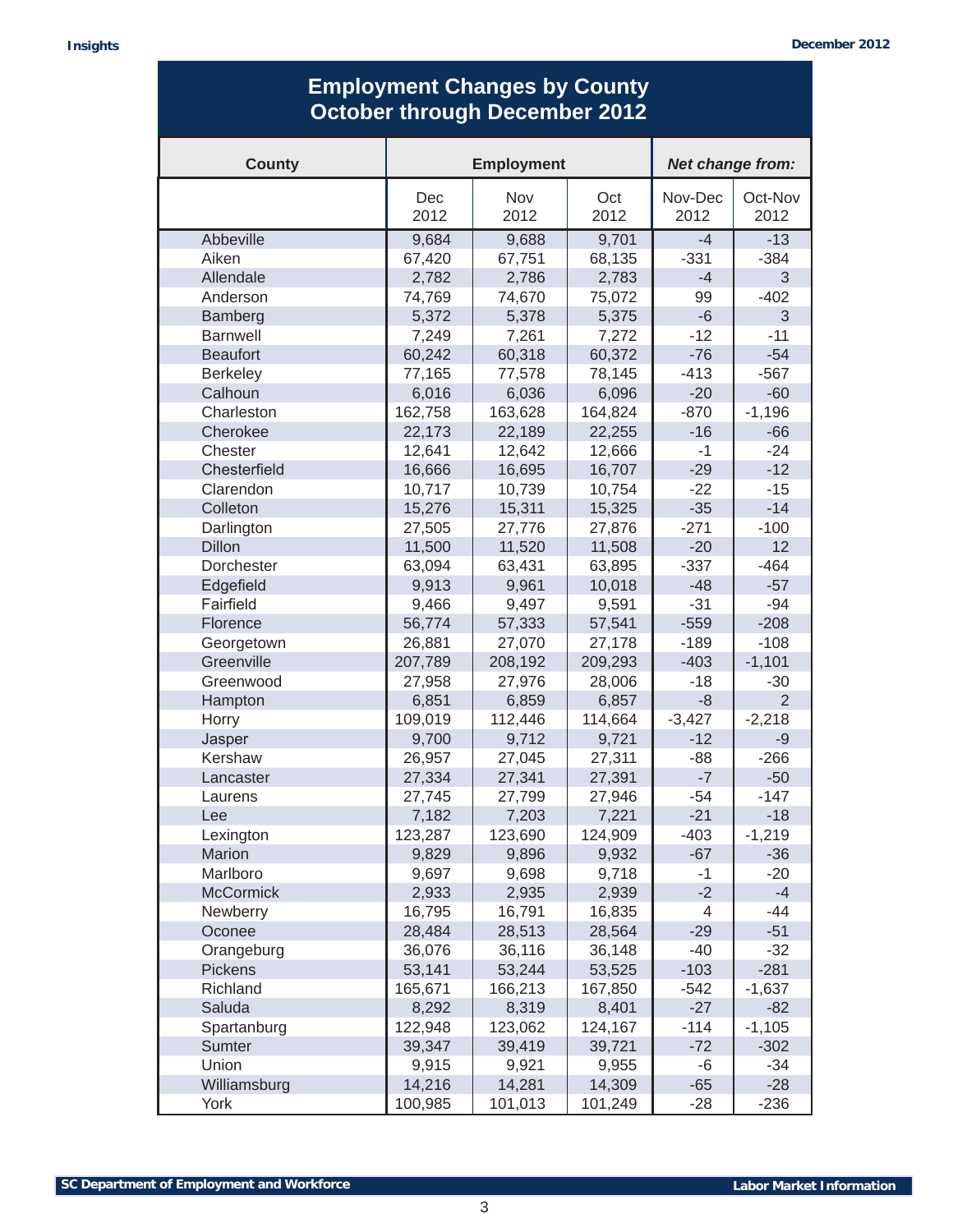## Employment Changes by County
## October through December 2012

| County | Employment | | | Net change from: | |
|---|---|---|---|---|---|
| | Dec 2012 | Nov 2012 | Oct 2012 | Nov-Dec 2012 | Oct-Nov 2012 |
| Abbeville | 9,684 | 9,688 | 9,701 | -4 | -13 |
| Aiken | 67,420 | 67,751 | 68,135 | -331 | -384 |
| Allendale | 2,782 | 2,786 | 2,783 | -4 | 3 |
| Anderson | 74,769 | 74,670 | 75,072 | 99 | -402 |
| Bamberg | 5,372 | 5,378 | 5,375 | -6 | 3 |
| Barnwell | 7,249 | 7,261 | 7,272 | -12 | -11 |
| Beaufort | 60,242 | 60,318 | 60,372 | -76 | -54 |
| Berkeley | 77,165 | 77,578 | 78,145 | -413 | -567 |
| Calhoun | 6,016 | 6,036 | 6,096 | -20 | -60 |
| Charleston | 162,758 | 163,628 | 164,824 | -870 | -1,196 |
| Cherokee | 22,173 | 22,189 | 22,255 | -16 | -66 |
| Chester | 12,641 | 12,642 | 12,666 | -1 | -24 |
| Chesterfield | 16,666 | 16,695 | 16,707 | -29 | -12 |
| Clarendon | 10,717 | 10,739 | 10,754 | -22 | -15 |
| Colleton | 15,276 | 15,311 | 15,325 | -35 | -14 |
| Darlington | 27,505 | 27,776 | 27,876 | -271 | -100 |
| Dillon | 11,500 | 11,520 | 11,508 | -20 | 12 |
| Dorchester | 63,094 | 63,431 | 63,895 | -337 | -464 |
| Edgefield | 9,913 | 9,961 | 10,018 | -48 | -57 |
| Fairfield | 9,466 | 9,497 | 9,591 | -31 | -94 |
| Florence | 56,774 | 57,333 | 57,541 | -559 | -208 |
| Georgetown | 26,881 | 27,070 | 27,178 | -189 | -108 |
| Greenville | 207,789 | 208,192 | 209,293 | -403 | -1,101 |
| Greenwood | 27,958 | 27,976 | 28,006 | -18 | -30 |
| Hampton | 6,851 | 6,859 | 6,857 | -8 | 2 |
| Horry | 109,019 | 112,446 | 114,664 | -3,427 | -2,218 |
| Jasper | 9,700 | 9,712 | 9,721 | -12 | -9 |
| Kershaw | 26,957 | 27,045 | 27,311 | -88 | -266 |
| Lancaster | 27,334 | 27,341 | 27,391 | -7 | -50 |
| Laurens | 27,745 | 27,799 | 27,946 | -54 | -147 |
| Lee | 7,182 | 7,203 | 7,221 | -21 | -18 |
| Lexington | 123,287 | 123,690 | 124,909 | -403 | -1,219 |
| Marion | 9,829 | 9,896 | 9,932 | -67 | -36 |
| Marlboro | 9,697 | 9,698 | 9,718 | -1 | -20 |
| McCormick | 2,933 | 2,935 | 2,939 | -2 | -4 |
| Newberry | 16,795 | 16,791 | 16,835 | 4 | -44 |
| Oconee | 28,484 | 28,513 | 28,564 | -29 | -51 |
| Orangeburg | 36,076 | 36,116 | 36,148 | -40 | -32 |
| Pickens | 53,141 | 53,244 | 53,525 | -103 | -281 |
| Richland | 165,671 | 166,213 | 167,850 | -542 | -1,637 |
| Saluda | 8,292 | 8,319 | 8,401 | -27 | -82 |
| Spartanburg | 122,948 | 123,062 | 124,167 | -114 | -1,105 |
| Sumter | 39,347 | 39,419 | 39,721 | -72 | -302 |
| Union | 9,915 | 9,921 | 9,955 | -6 | -34 |
| Williamsburg | 14,216 | 14,281 | 14,309 | -65 | -28 |
| York | 100,985 | 101,013 | 101,249 | -28 | -236 |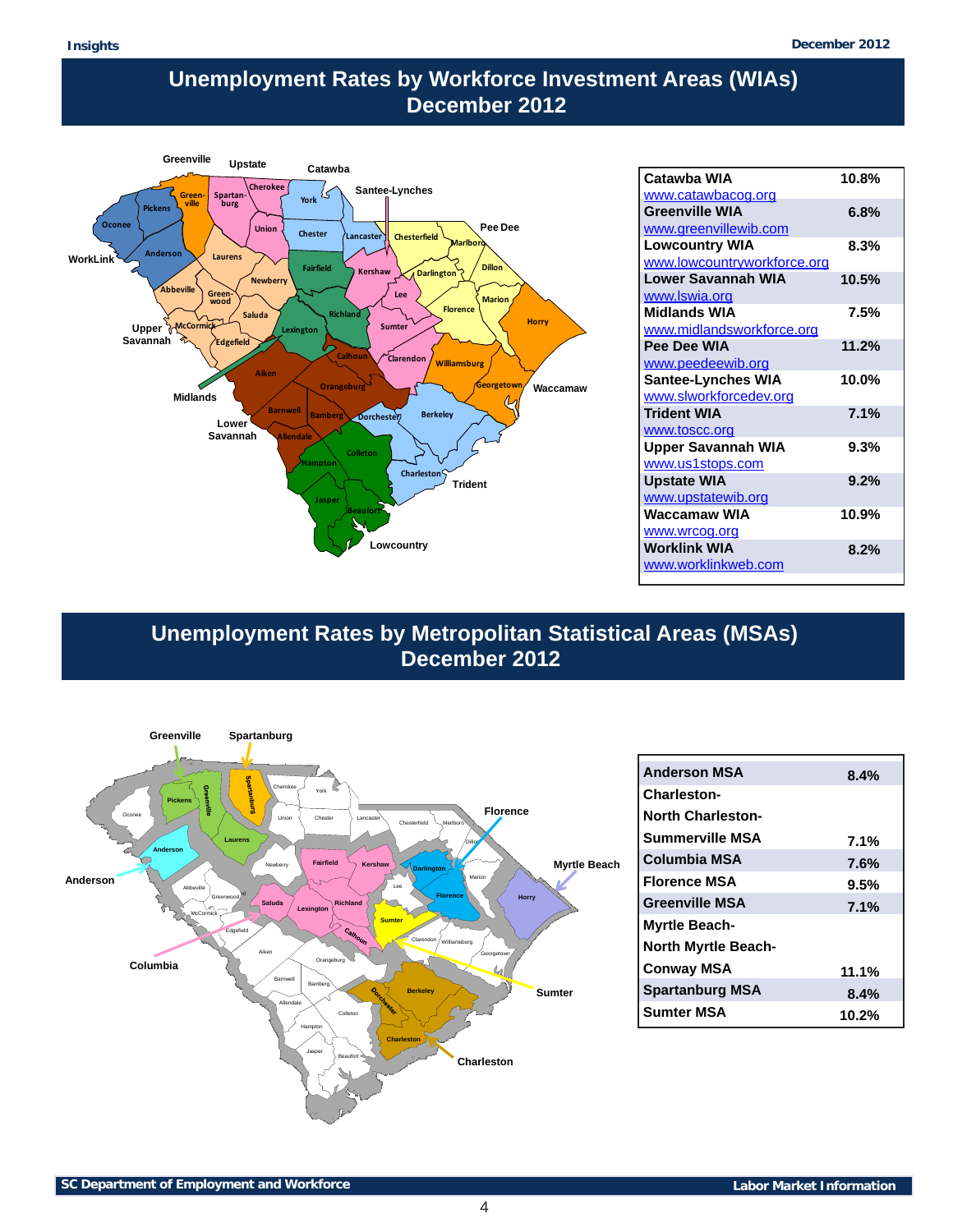## Unemployment Rates by Workforce Investment Areas (WIAs) December 2012

| WIA | Rate |
|---|---|
| Catawba WIA<br>www.catawbacog.org | 10.8% |
| Greenville WIA<br>www.greenvillewib.com | 6.8% |
| Lowcountry WIA<br>www.lowcountryworkforce.org | 8.3% |
| Lower Savannah WIA<br>www.lswia.org | 10.5% |
| Midlands WIA<br>www.midlandsworkforce.org | 7.5% |
| Pee Dee WIA<br>www.peedeewib.org | 11.2% |
| Santee-Lynches WIA<br>www.slworkforcedev.org | 10.0% |
| Trident WIA<br>www.toscc.org | 7.1% |
| Upper Savannah WIA<br>www.us1stops.com | 9.3% |
| Upstate WIA<br>www.upstatewib.org | 9.2% |
| Waccamaw WIA<br>www.wrcog.org | 10.9% |
| Worklink WIA<br>www.worklinkweb.com | 8.2% |

## Unemployment Rates by Metropolitan Statistical Areas (MSAs) December 2012

| MSA | Rate |
|---|---|
| Anderson MSA | 8.4% |
| Charleston-North Charleston-Summerville MSA | 7.1% |
| Columbia MSA | 7.6% |
| Florence MSA | 9.5% |
| Greenville MSA | 7.1% |
| Myrtle Beach-North Myrtle Beach-Conway MSA | 11.1% |
| Spartanburg MSA | 8.4% |
| Sumter MSA | 10.2% |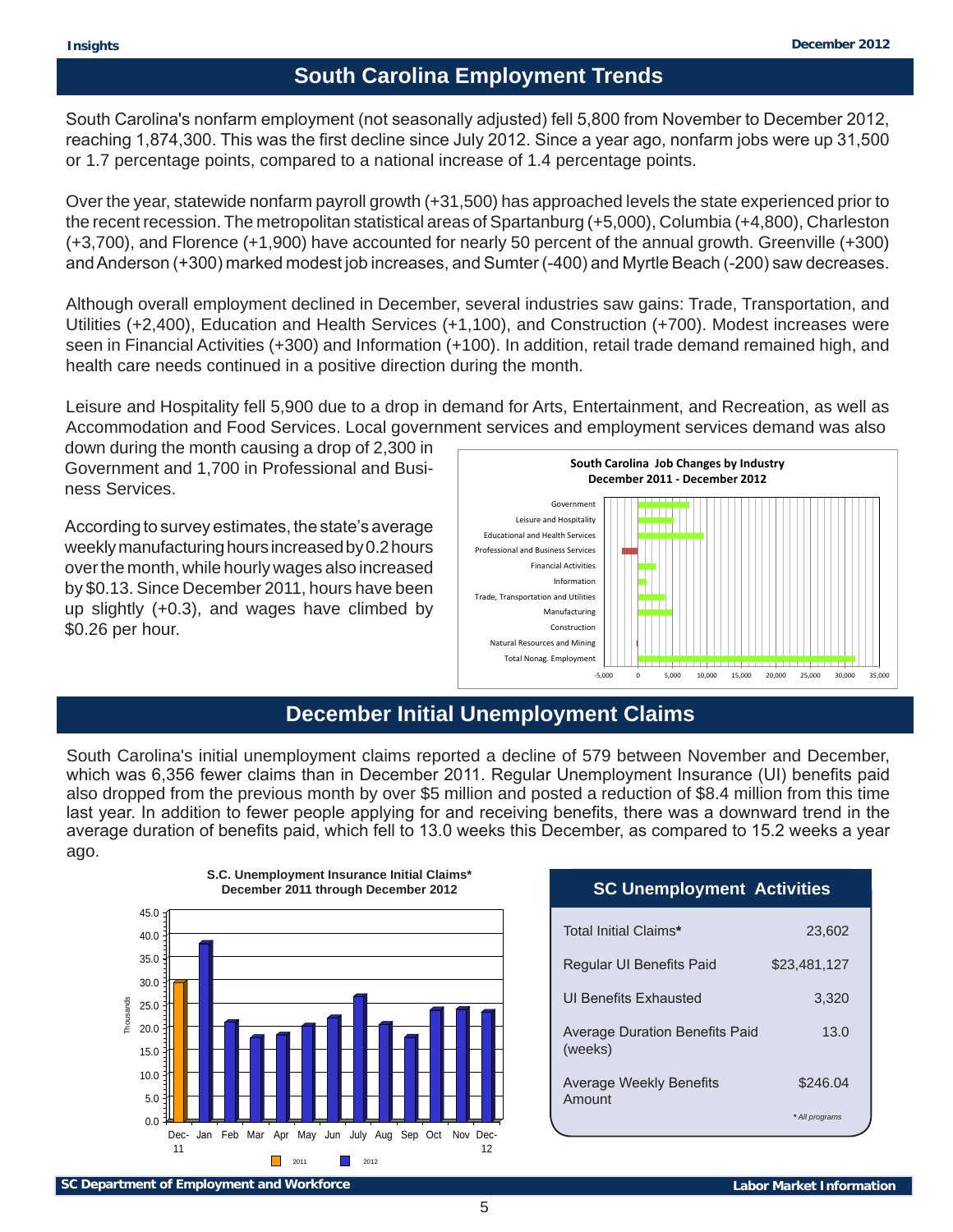## South Carolina Employment Trends

South Carolina's nonfarm employment (not seasonally adjusted) fell 5,800 from November to December 2012, reaching 1,874,300. This was the first decline since July 2012. Since a year ago, nonfarm jobs were up 31,500 or 1.7 percentage points, compared to a national increase of 1.4 percentage points.

Over the year, statewide nonfarm payroll growth (+31,500) has approached levels the state experienced prior to the recent recession. The metropolitan statistical areas of Spartanburg (+5,000), Columbia (+4,800), Charleston (+3,700), and Florence (+1,900) have accounted for nearly 50 percent of the annual growth. Greenville (+300) and Anderson (+300) marked modest job increases, and Sumter (-400) and Myrtle Beach (-200) saw decreases.

Although overall employment declined in December, several industries saw gains: Trade, Transportation, and Utilities (+2,400), Education and Health Services (+1,100), and Construction (+700). Modest increases were seen in Financial Activities (+300) and Information (+100). In addition, retail trade demand remained high, and health care needs continued in a positive direction during the month.

Leisure and Hospitality fell 5,900 due to a drop in demand for Arts, Entertainment, and Recreation, as well as Accommodation and Food Services. Local government services and employment services demand was also down during the month causing a drop of 2,300 in Government and 1,700 in Professional and Business Services.

According to survey estimates, the state's average weekly manufacturing hours increased by 0.2 hours over the month, while hourly wages also increased by $0.13. Since December 2011, hours have been up slightly (+0.3), and wages have climbed by $0.26 per hour.

**South Carolina Job Changes by Industry December 2011 - December 2012**

## December Initial Unemployment Claims

South Carolina's initial unemployment claims reported a decline of 579 between November and December, which was 6,356 fewer claims than in December 2011. Regular Unemployment Insurance (UI) benefits paid also dropped from the previous month by over $5 million and posted a reduction of $8.4 million from this time last year. In addition to fewer people applying for and receiving benefits, there was a downward trend in the average duration of benefits paid, which fell to 13.0 weeks this December, as compared to 15.2 weeks a year ago.

**S.C. Unemployment Insurance Initial Claims* December 2011 through December 2012**

| SC Unemployment Activities | |
|---|---|
| Total Initial Claims* | 23,602 |
| Regular UI Benefits Paid | $23,481,127 |
| UI Benefits Exhausted | 3,320 |
| Average Duration Benefits Paid (weeks) | 13.0 |
| Average Weekly Benefits Amount | $246.04 |

*\* All programs*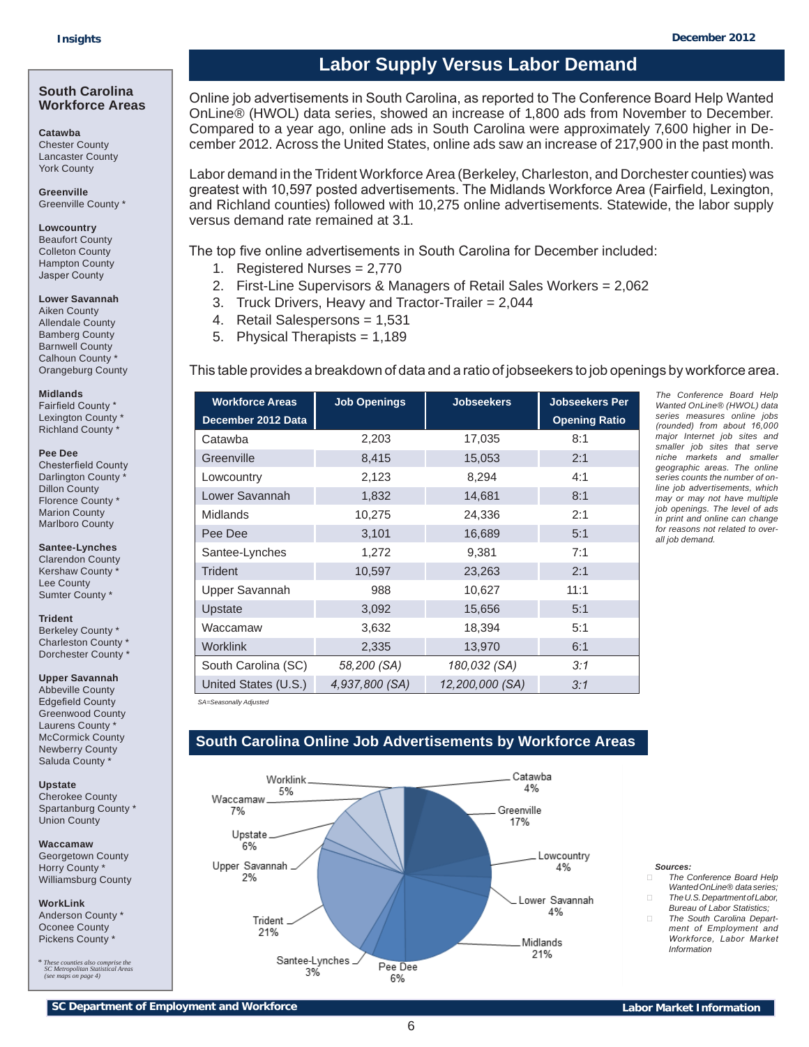## South Carolina Workforce Areas

**Catawba**
Chester County
Lancaster County
York County

**Greenville**
Greenville County *

**Lowcountry**
Beaufort County
Colleton County
Hampton County
Jasper County

**Lower Savannah**
Aiken County
Allendale County
Bamberg County
Barnwell County
Calhoun County *
Orangeburg County

**Midlands**
Fairfield County *
Lexington County *
Richland County *

**Pee Dee**
Chesterfield County
Darlington County *
Dillon County
Florence County *
Marion County
Marlboro County

**Santee-Lynches**
Clarendon County
Kershaw County *
Lee County
Sumter County *

**Trident**
Berkeley County *
Charleston County *
Dorchester County *

**Upper Savannah**
Abbeville County
Edgefield County
Greenwood County
Laurens County *
McCormick County
Newberry County
Saluda County *

**Upstate**
Cherokee County
Spartanburg County *
Union County

**Waccamaw**
Georgetown County
Horry County *
Williamsburg County

**WorkLink**
Anderson County *
Oconee County
Pickens County *

*\* These counties also comprise the SC Metropolitan Statistical Areas (see maps on page 4)*

# Labor Supply Versus Labor Demand

Online job advertisements in South Carolina, as reported to The Conference Board Help Wanted OnLine® (HWOL) data series, showed an increase of 1,800 ads from November to December. Compared to a year ago, online ads in South Carolina were approximately 7,600 higher in December 2012. Across the United States, online ads saw an increase of 217,900 in the past month.

Labor demand in the Trident Workforce Area (Berkeley, Charleston, and Dorchester counties) was greatest with 10,597 posted advertisements. The Midlands Workforce Area (Fairfield, Lexington, and Richland counties) followed with 10,275 online advertisements. Statewide, the labor supply versus demand rate remained at 3.1.

The top five online advertisements in South Carolina for December included:

1. Registered Nurses = 2,770
2. First-Line Supervisors & Managers of Retail Sales Workers = 2,062
3. Truck Drivers, Heavy and Tractor-Trailer = 2,044
4. Retail Salespersons = 1,531
5. Physical Therapists = 1,189

This table provides a breakdown of data and a ratio of jobseekers to job openings by workforce area.

| Workforce Areas December 2012 Data | Job Openings | Jobseekers | Jobseekers Per Opening Ratio |
|---|---|---|---|
| Catawba | 2,203 | 17,035 | 8:1 |
| Greenville | 8,415 | 15,053 | 2:1 |
| Lowcountry | 2,123 | 8,294 | 4:1 |
| Lower Savannah | 1,832 | 14,681 | 8:1 |
| Midlands | 10,275 | 24,336 | 2:1 |
| Pee Dee | 3,101 | 16,689 | 5:1 |
| Santee-Lynches | 1,272 | 9,381 | 7:1 |
| Trident | 10,597 | 23,263 | 2:1 |
| Upper Savannah | 988 | 10,627 | 11:1 |
| Upstate | 3,092 | 15,656 | 5:1 |
| Waccamaw | 3,632 | 18,394 | 5:1 |
| Worklink | 2,335 | 13,970 | 6:1 |
| South Carolina (SC) | *58,200 (SA)* | *180,032 (SA)* | *3:1* |
| United States (U.S.) | *4,937,800 (SA)* | *12,200,000 (SA)* | *3:1* |

*SA=Seasonally Adjusted*

*The Conference Board Help Wanted OnLine® (HWOL) data series measures online jobs (rounded) from about 16,000 major Internet job sites and smaller job sites that serve niche markets and smaller geographic areas. The online series counts the number of online job advertisements, which may or may not have multiple job openings. The level of ads in print and online can change for reasons not related to overall job demand.*

## South Carolina Online Job Advertisements by Workforce Areas

Catawba 4%
Greenville 17%
Lowcountry 4%
Lower Savannah 4%
Midlands 21%
Pee Dee 6%
Santee-Lynches 3%
Trident 21%
Upper Savannah 2%
Upstate 6%
Waccamaw 7%
Worklink 5%

***Sources:***

- *The Conference Board Help Wanted OnLine® data series;*
- *The U.S. Department of Labor, Bureau of Labor Statistics;*
- *The South Carolina Department of Employment and Workforce, Labor Market Information*